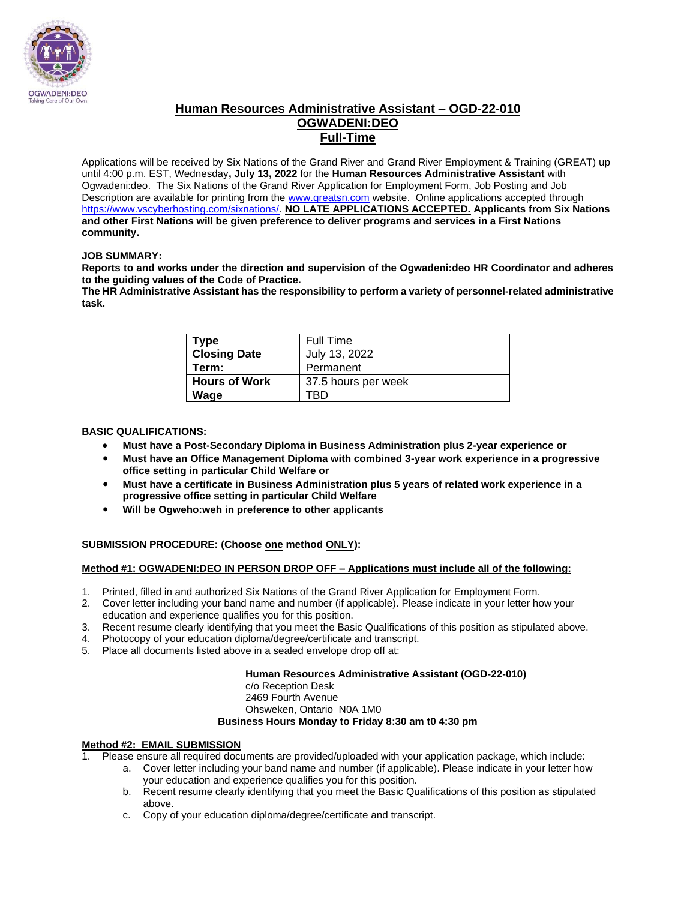# Human Resources Administrative Assistant – OGD-22-010
## OGWADENI:DEO
## Full-Time

Applications will be received by Six Nations of the Grand River and Grand River Employment & Training (GREAT) up until 4:00 p.m. EST, Wednesday**, July 13, 2022** for the **Human Resources Administrative Assistant** with Ogwadeni:deo. The Six Nations of the Grand River Application for Employment Form, Job Posting and Job Description are available for printing from the www.greatsn.com website. Online applications accepted through https://www.vscyberhosting.com/sixnations/. **NO LATE APPLICATIONS ACCEPTED. Applicants from Six Nations and other First Nations will be given preference to deliver programs and services in a First Nations community.**

**JOB SUMMARY:**

**Reports to and works under the direction and supervision of the Ogwadeni:deo HR Coordinator and adheres to the guiding values of the Code of Practice.**

**The HR Administrative Assistant has the responsibility to perform a variety of personnel-related administrative task.**

| **Type** | Full Time |
|---|---|
| **Closing Date** | July 13, 2022 |
| **Term:** | Permanent |
| **Hours of Work** | 37.5 hours per week |
| **Wage** | TBD |

**BASIC QUALIFICATIONS:**

- **Must have a Post-Secondary Diploma in Business Administration plus 2-year experience or**
- **Must have an Office Management Diploma with combined 3-year work experience in a progressive office setting in particular Child Welfare or**
- **Must have a certificate in Business Administration plus 5 years of related work experience in a progressive office setting in particular Child Welfare**
- **Will be Ogweho:weh in preference to other applicants**

**SUBMISSION PROCEDURE: (Choose one method ONLY):**

**Method #1: OGWADENI:DEO IN PERSON DROP OFF – Applications must include all of the following:**

1. Printed, filled in and authorized Six Nations of the Grand River Application for Employment Form.
2. Cover letter including your band name and number (if applicable). Please indicate in your letter how your education and experience qualifies you for this position.
3. Recent resume clearly identifying that you meet the Basic Qualifications of this position as stipulated above.
4. Photocopy of your education diploma/degree/certificate and transcript.
5. Place all documents listed above in a sealed envelope drop off at:

**Human Resources Administrative Assistant (OGD-22-010)**
c/o Reception Desk
2469 Fourth Avenue
Ohsweken, Ontario N0A 1M0
**Business Hours Monday to Friday 8:30 am t0 4:30 pm**

**Method #2: EMAIL SUBMISSION**

1. Please ensure all required documents are provided/uploaded with your application package, which include:
   a. Cover letter including your band name and number (if applicable). Please indicate in your letter how your education and experience qualifies you for this position.
   b. Recent resume clearly identifying that you meet the Basic Qualifications of this position as stipulated above.
   c. Copy of your education diploma/degree/certificate and transcript.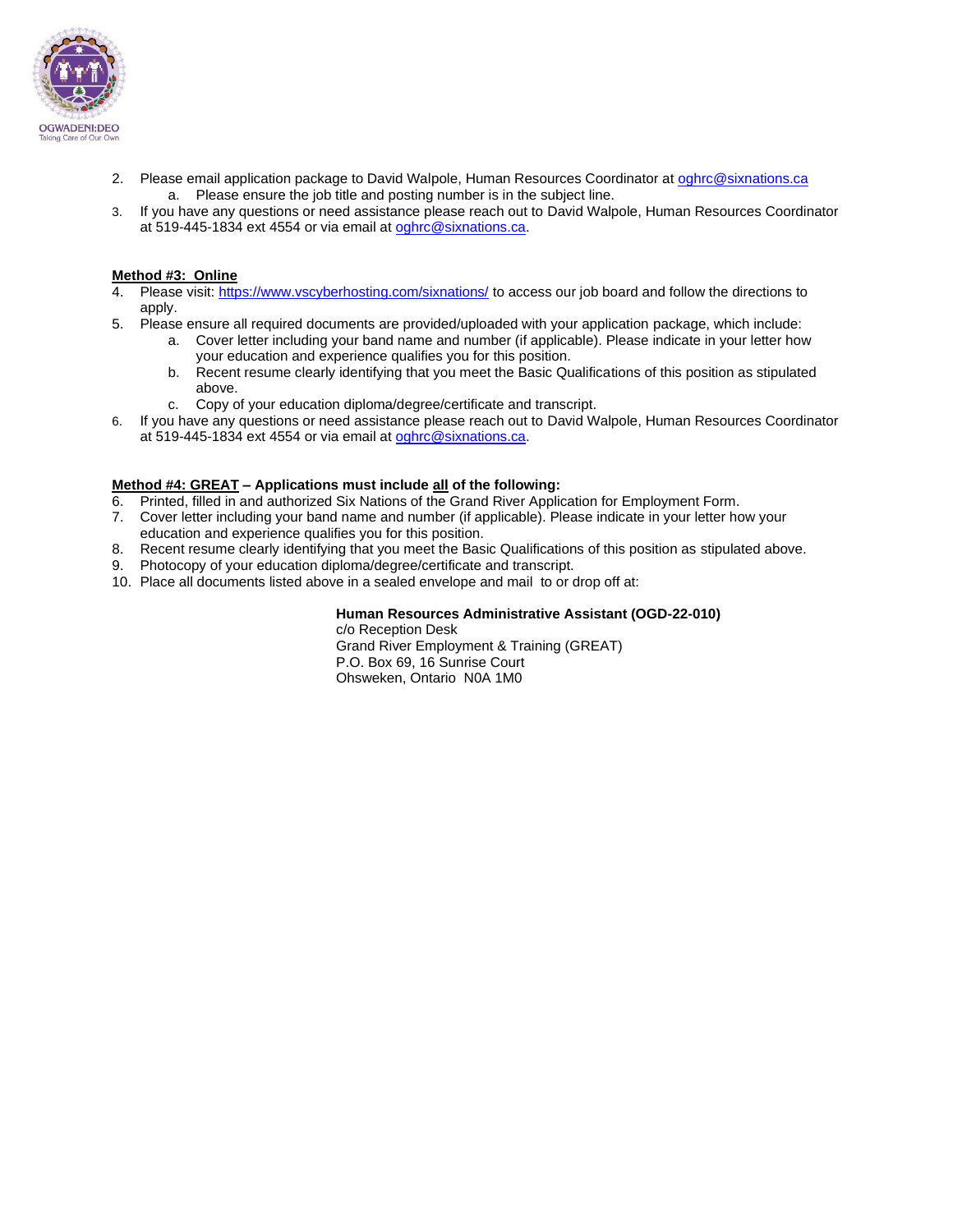2. Please email application package to David Walpole, Human Resources Coordinator at oghrc@sixnations.ca
    a. Please ensure the job title and posting number is in the subject line.
3. If you have any questions or need assistance please reach out to David Walpole, Human Resources Coordinator at 519-445-1834 ext 4554 or via email at oghrc@sixnations.ca.

**Method #3: Online**

4. Please visit: https://www.vscyberhosting.com/sixnations/ to access our job board and follow the directions to apply.
5. Please ensure all required documents are provided/uploaded with your application package, which include:
    a. Cover letter including your band name and number (if applicable). Please indicate in your letter how your education and experience qualifies you for this position.
    b. Recent resume clearly identifying that you meet the Basic Qualifications of this position as stipulated above.
    c. Copy of your education diploma/degree/certificate and transcript.
6. If you have any questions or need assistance please reach out to David Walpole, Human Resources Coordinator at 519-445-1834 ext 4554 or via email at oghrc@sixnations.ca.

**Method #4: GREAT – Applications must include all of the following:**

6. Printed, filled in and authorized Six Nations of the Grand River Application for Employment Form.
7. Cover letter including your band name and number (if applicable). Please indicate in your letter how your education and experience qualifies you for this position.
8. Recent resume clearly identifying that you meet the Basic Qualifications of this position as stipulated above.
9. Photocopy of your education diploma/degree/certificate and transcript.
10. Place all documents listed above in a sealed envelope and mail to or drop off at:

**Human Resources Administrative Assistant (OGD-22-010)**
c/o Reception Desk
Grand River Employment & Training (GREAT)
P.O. Box 69, 16 Sunrise Court
Ohsweken, Ontario N0A 1M0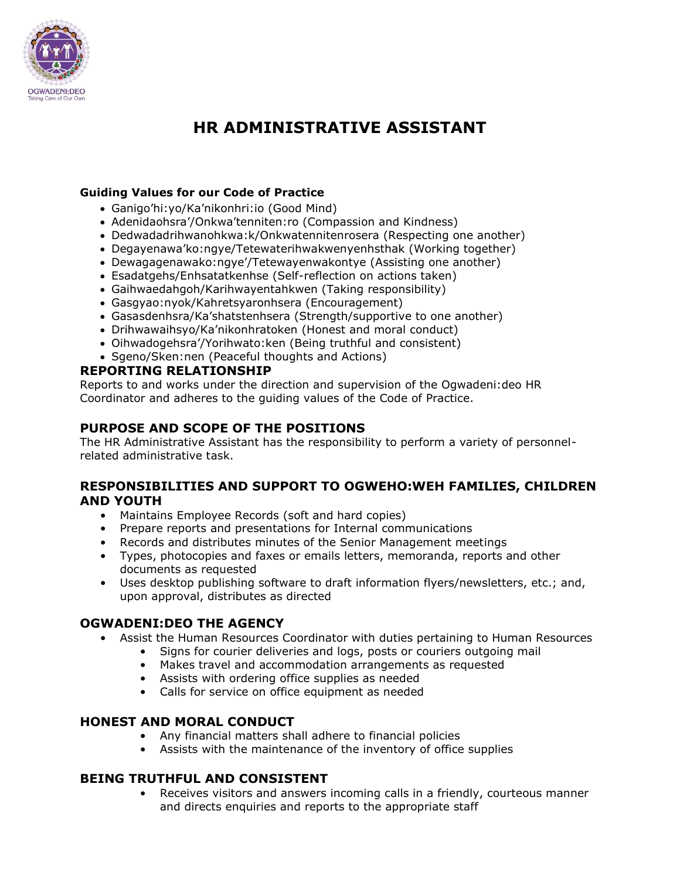# HR ADMINISTRATIVE ASSISTANT

**Guiding Values for our Code of Practice**

- Ganigo'hi:yo/Ka'nikonhri:io (Good Mind)
- Adenidaohsra'/Onkwa'tenniten:ro (Compassion and Kindness)
- Dedwadadrihwanohkwa:k/Onkwatennitenrosera (Respecting one another)
- Degayenawa'ko:ngye/Tetewaterihwakwenyenhsthak (Working together)
- Dewagagenawako:ngye'/Tetewayenwakontye (Assisting one another)
- Esadatgehs/Enhsatatkenhse (Self-reflection on actions taken)
- Gaihwaedahgoh/Karihwayentahkwen (Taking responsibility)
- Gasgyao:nyok/Kahretsyaronhsera (Encouragement)
- Gasasdenhsra/Ka'shatstenhsera (Strength/supportive to one another)
- Drihwawaihsyo/Ka'nikonhratoken (Honest and moral conduct)
- Oihwadogehsra'/Yorihwato:ken (Being truthful and consistent)
- Sgeno/Sken:nen (Peaceful thoughts and Actions)

## REPORTING RELATIONSHIP

Reports to and works under the direction and supervision of the Ogwadeni:deo HR Coordinator and adheres to the guiding values of the Code of Practice.

## PURPOSE AND SCOPE OF THE POSITIONS

The HR Administrative Assistant has the responsibility to perform a variety of personnel-related administrative task.

## RESPONSIBILITIES AND SUPPORT TO OGWEHO:WEH FAMILIES, CHILDREN AND YOUTH

- Maintains Employee Records (soft and hard copies)
- Prepare reports and presentations for Internal communications
- Records and distributes minutes of the Senior Management meetings
- Types, photocopies and faxes or emails letters, memoranda, reports and other documents as requested
- Uses desktop publishing software to draft information flyers/newsletters, etc.; and, upon approval, distributes as directed

## OGWADENI:DEO THE AGENCY

- Assist the Human Resources Coordinator with duties pertaining to Human Resources
  - Signs for courier deliveries and logs, posts or couriers outgoing mail
  - Makes travel and accommodation arrangements as requested
  - Assists with ordering office supplies as needed
  - Calls for service on office equipment as needed

## HONEST AND MORAL CONDUCT

- Any financial matters shall adhere to financial policies
- Assists with the maintenance of the inventory of office supplies

## BEING TRUTHFUL AND CONSISTENT

- Receives visitors and answers incoming calls in a friendly, courteous manner and directs enquiries and reports to the appropriate staff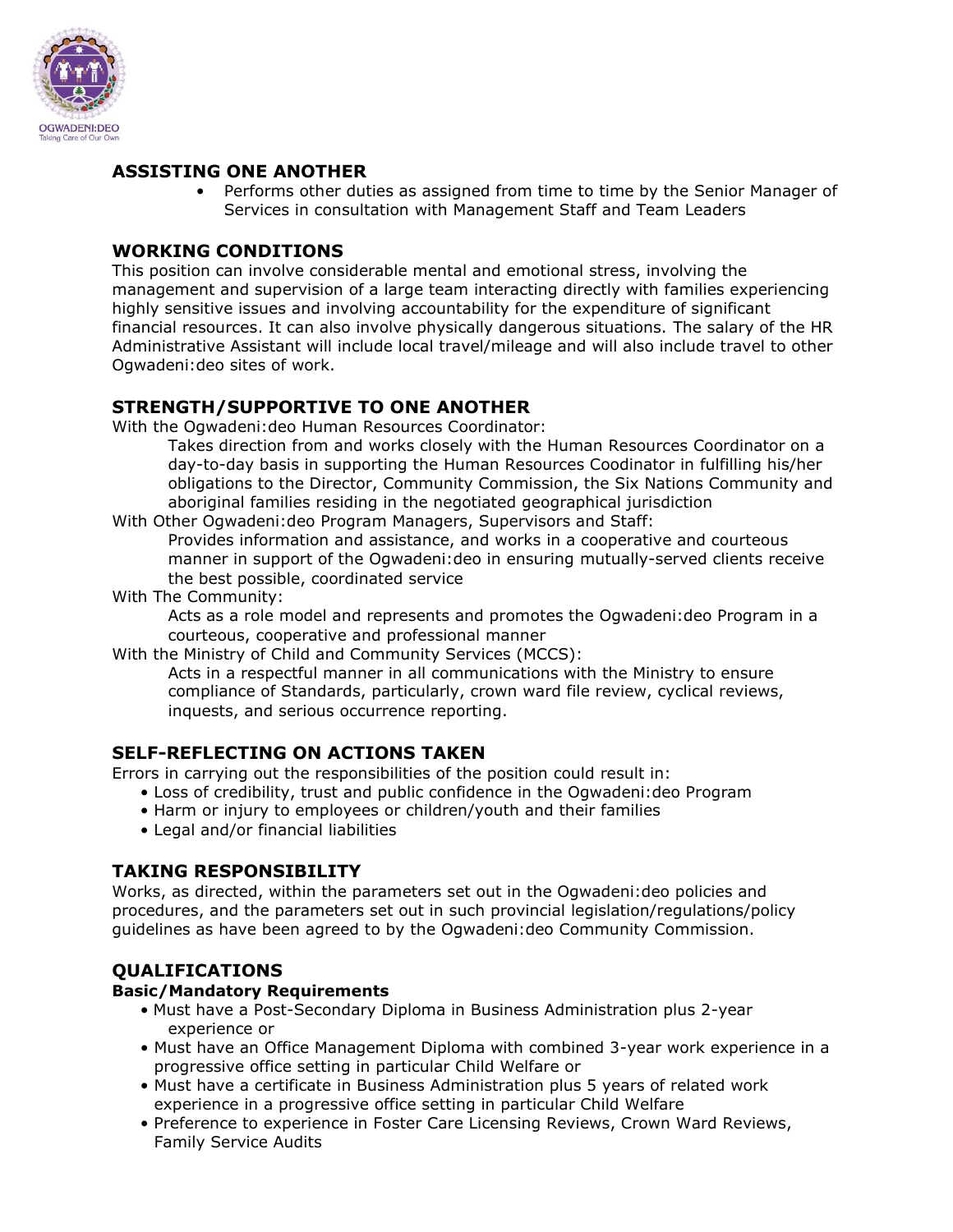## ASSISTING ONE ANOTHER

- Performs other duties as assigned from time to time by the Senior Manager of Services in consultation with Management Staff and Team Leaders

## WORKING CONDITIONS

This position can involve considerable mental and emotional stress, involving the management and supervision of a large team interacting directly with families experiencing highly sensitive issues and involving accountability for the expenditure of significant financial resources. It can also involve physically dangerous situations. The salary of the HR Administrative Assistant will include local travel/mileage and will also include travel to other Ogwadeni:deo sites of work.

## STRENGTH/SUPPORTIVE TO ONE ANOTHER

With the Ogwadeni:deo Human Resources Coordinator:

> Takes direction from and works closely with the Human Resources Coordinator on a day-to-day basis in supporting the Human Resources Coodinator in fulfilling his/her obligations to the Director, Community Commission, the Six Nations Community and aboriginal families residing in the negotiated geographical jurisdiction

With Other Ogwadeni:deo Program Managers, Supervisors and Staff:

> Provides information and assistance, and works in a cooperative and courteous manner in support of the Ogwadeni:deo in ensuring mutually-served clients receive the best possible, coordinated service

With The Community:

> Acts as a role model and represents and promotes the Ogwadeni:deo Program in a courteous, cooperative and professional manner

With the Ministry of Child and Community Services (MCCS):

> Acts in a respectful manner in all communications with the Ministry to ensure compliance of Standards, particularly, crown ward file review, cyclical reviews, inquests, and serious occurrence reporting.

## SELF-REFLECTING ON ACTIONS TAKEN

Errors in carrying out the responsibilities of the position could result in:

- Loss of credibility, trust and public confidence in the Ogwadeni:deo Program
- Harm or injury to employees or children/youth and their families
- Legal and/or financial liabilities

## TAKING RESPONSIBILITY

Works, as directed, within the parameters set out in the Ogwadeni:deo policies and procedures, and the parameters set out in such provincial legislation/regulations/policy guidelines as have been agreed to by the Ogwadeni:deo Community Commission.

## QUALIFICATIONS

**Basic/Mandatory Requirements**

- Must have a Post-Secondary Diploma in Business Administration plus 2-year experience or
- Must have an Office Management Diploma with combined 3-year work experience in a progressive office setting in particular Child Welfare or
- Must have a certificate in Business Administration plus 5 years of related work experience in a progressive office setting in particular Child Welfare
- Preference to experience in Foster Care Licensing Reviews, Crown Ward Reviews, Family Service Audits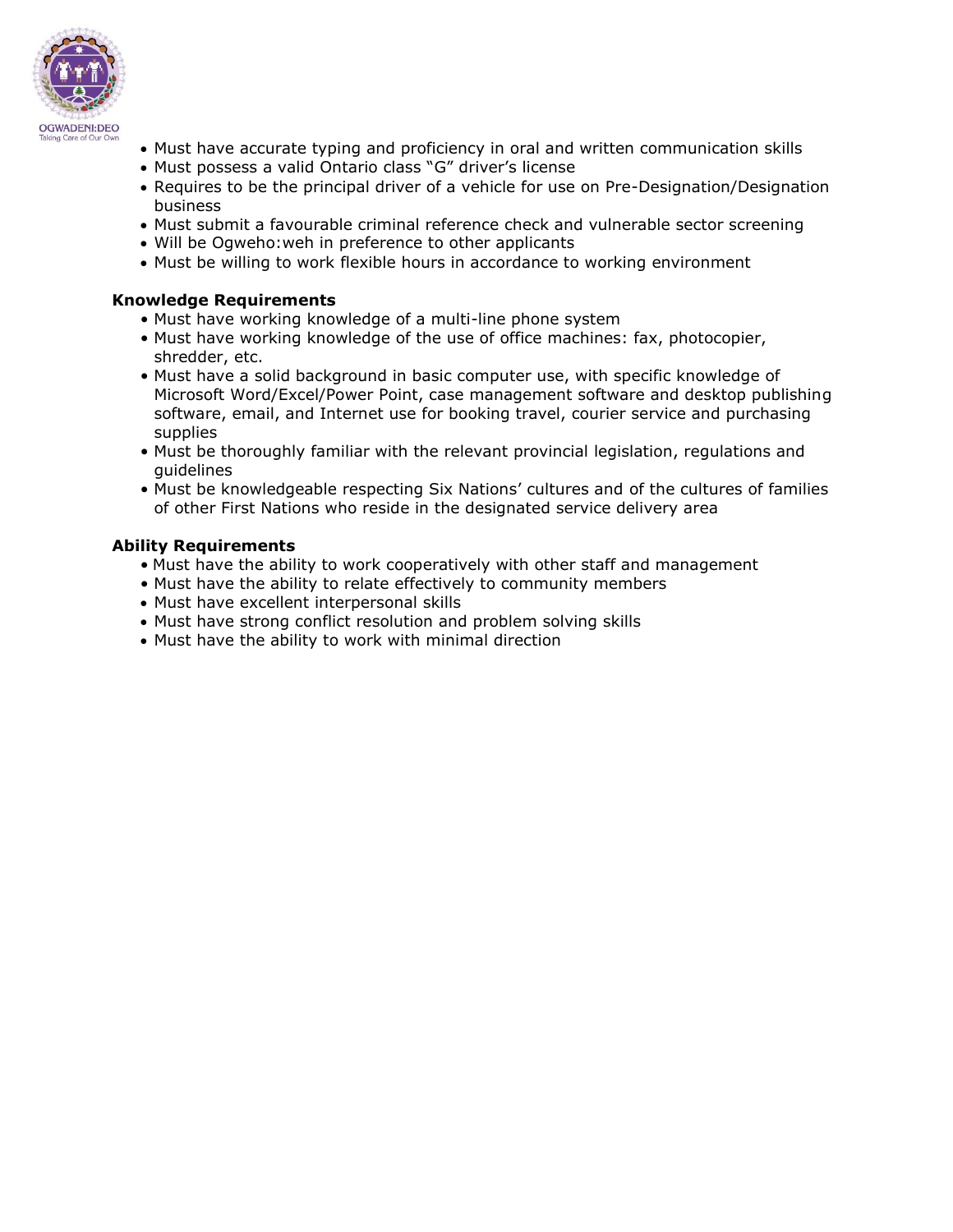- Must have accurate typing and proficiency in oral and written communication skills
- Must possess a valid Ontario class "G" driver's license
- Requires to be the principal driver of a vehicle for use on Pre-Designation/Designation business
- Must submit a favourable criminal reference check and vulnerable sector screening
- Will be Ogweho:weh in preference to other applicants
- Must be willing to work flexible hours in accordance to working environment

**Knowledge Requirements**

- Must have working knowledge of a multi-line phone system
- Must have working knowledge of the use of office machines: fax, photocopier, shredder, etc.
- Must have a solid background in basic computer use, with specific knowledge of Microsoft Word/Excel/Power Point, case management software and desktop publishing software, email, and Internet use for booking travel, courier service and purchasing supplies
- Must be thoroughly familiar with the relevant provincial legislation, regulations and guidelines
- Must be knowledgeable respecting Six Nations' cultures and of the cultures of families of other First Nations who reside in the designated service delivery area

**Ability Requirements**

- Must have the ability to work cooperatively with other staff and management
- Must have the ability to relate effectively to community members
- Must have excellent interpersonal skills
- Must have strong conflict resolution and problem solving skills
- Must have the ability to work with minimal direction